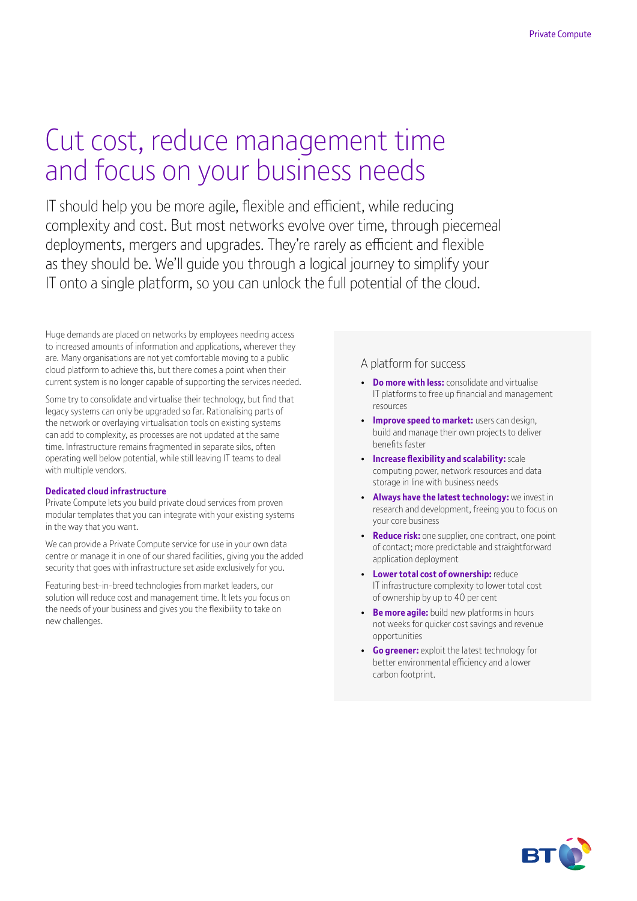# Cut cost, reduce management time and focus on your business needs

IT should help you be more agile, flexible and efficient, while reducing complexity and cost. But most networks evolve over time, through piecemeal deployments, mergers and upgrades. They're rarely as efficient and flexible as they should be. We'll guide you through a logical journey to simplify your IT onto a single platform, so you can unlock the full potential of the cloud.

Huge demands are placed on networks by employees needing access to increased amounts of information and applications, wherever they are. Many organisations are not yet comfortable moving to a public cloud platform to achieve this, but there comes a point when their current system is no longer capable of supporting the services needed.

Some try to consolidate and virtualise their technology, but find that legacy systems can only be upgraded so far. Rationalising parts of the network or overlaying virtualisation tools on existing systems can add to complexity, as processes are not updated at the same time. Infrastructure remains fragmented in separate silos, often operating well below potential, while still leaving IT teams to deal with multiple vendors.

### Dedicated cloud infrastructure

Private Compute lets you build private cloud services from proven modular templates that you can integrate with your existing systems in the way that you want.

We can provide a Private Compute service for use in your own data centre or manage it in one of our shared facilities, giving you the added security that goes with infrastructure set aside exclusively for you.

Featuring best-in-breed technologies from market leaders, our solution will reduce cost and management time. It lets you focus on the needs of your business and gives you the flexibility to take on new challenges.

## A platform for success

- **Do more with less:** consolidate and virtualise IT platforms to free up financial and management resources
- **Improve speed to market:** users can design, build and manage their own projects to deliver benefits faster
- **Increase flexibility and scalability:** scale computing power, network resources and data storage in line with business needs
- **Always have the latest technology:** we invest in research and development, freeing you to focus on your core business
- **Reduce risk:** one supplier, one contract, one point of contact; more predictable and straightforward application deployment
- **Lower total cost of ownership:** reduce IT infrastructure complexity to lower total cost of ownership by up to 40 per cent
- **Be more agile:** build new platforms in hours not weeks for quicker cost savings and revenue opportunities
- **Go greener:** exploit the latest technology for better environmental efficiency and a lower carbon footprint.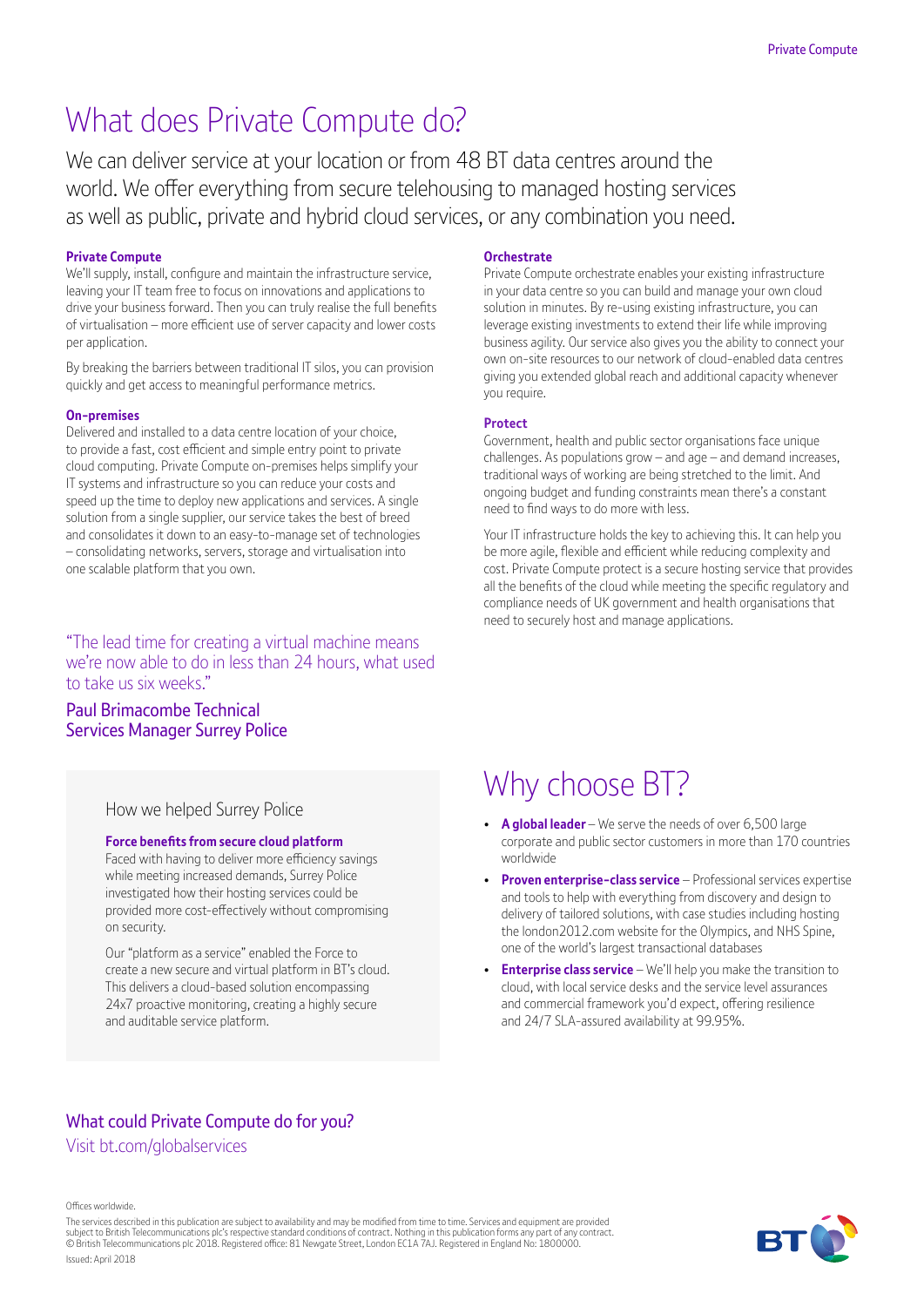# What does Private Compute do?

We can deliver service at your location or from 48 BT data centres around the world. We offer everything from secure telehousing to managed hosting services as well as public, private and hybrid cloud services, or any combination you need.

**Private Compute**
We'll supply, install, configure and maintain the infrastructure service, leaving your IT team free to focus on innovations and applications to drive your business forward. Then you can truly realise the full benefits of virtualisation – more efficient use of server capacity and lower costs per application.

By breaking the barriers between traditional IT silos, you can provision quickly and get access to meaningful performance metrics.

**On-premises**
Delivered and installed to a data centre location of your choice, to provide a fast, cost efficient and simple entry point to private cloud computing. Private Compute on-premises helps simplify your IT systems and infrastructure so you can reduce your costs and speed up the time to deploy new applications and services. A single solution from a single supplier, our service takes the best of breed and consolidates it down to an easy-to-manage set of technologies – consolidating networks, servers, storage and virtualisation into one scalable platform that you own.

**Orchestrate**
Private Compute orchestrate enables your existing infrastructure in your data centre so you can build and manage your own cloud solution in minutes. By re-using existing infrastructure, you can leverage existing investments to extend their life while improving business agility. Our service also gives you the ability to connect your own on-site resources to our network of cloud-enabled data centres giving you extended global reach and additional capacity whenever you require.

**Protect**
Government, health and public sector organisations face unique challenges. As populations grow – and age – and demand increases, traditional ways of working are being stretched to the limit. And ongoing budget and funding constraints mean there's a constant need to find ways to do more with less.

Your IT infrastructure holds the key to achieving this. It can help you be more agile, flexible and efficient while reducing complexity and cost. Private Compute protect is a secure hosting service that provides all the benefits of the cloud while meeting the specific regulatory and compliance needs of UK government and health organisations that need to securely host and manage applications.

"The lead time for creating a virtual machine means we're now able to do in less than 24 hours, what used to take us six weeks."

Paul Brimacombe Technical Services Manager Surrey Police

## How we helped Surrey Police

**Force benefits from secure cloud platform**
Faced with having to deliver more efficiency savings while meeting increased demands, Surrey Police investigated how their hosting services could be provided more cost-effectively without compromising on security.

Our "platform as a service" enabled the Force to create a new secure and virtual platform in BT's cloud. This delivers a cloud-based solution encompassing 24x7 proactive monitoring, creating a highly secure and auditable service platform.

# Why choose BT?

- **A global leader** – We serve the needs of over 6,500 large corporate and public sector customers in more than 170 countries worldwide
- **Proven enterprise-class service** – Professional services expertise and tools to help with everything from discovery and design to delivery of tailored solutions, with case studies including hosting the london2012.com website for the Olympics, and NHS Spine, one of the world's largest transactional databases
- **Enterprise class service** – We'll help you make the transition to cloud, with local service desks and the service level assurances and commercial framework you'd expect, offering resilience and 24/7 SLA-assured availability at 99.95%.

## What could Private Compute do for you?

Visit bt.com/globalservices

Offices worldwide.

The services described in this publication are subject to availability and may be modified from time to time. Services and equipment are provided subject to British Telecommunications plc's respective standard conditions of contract. Nothing in this publication forms any part of any contract.
© British Telecommunications plc 2018. Registered office: 81 Newgate Street, London EC1A 7AJ. Registered in England No: 1800000.

Issued: April 2018